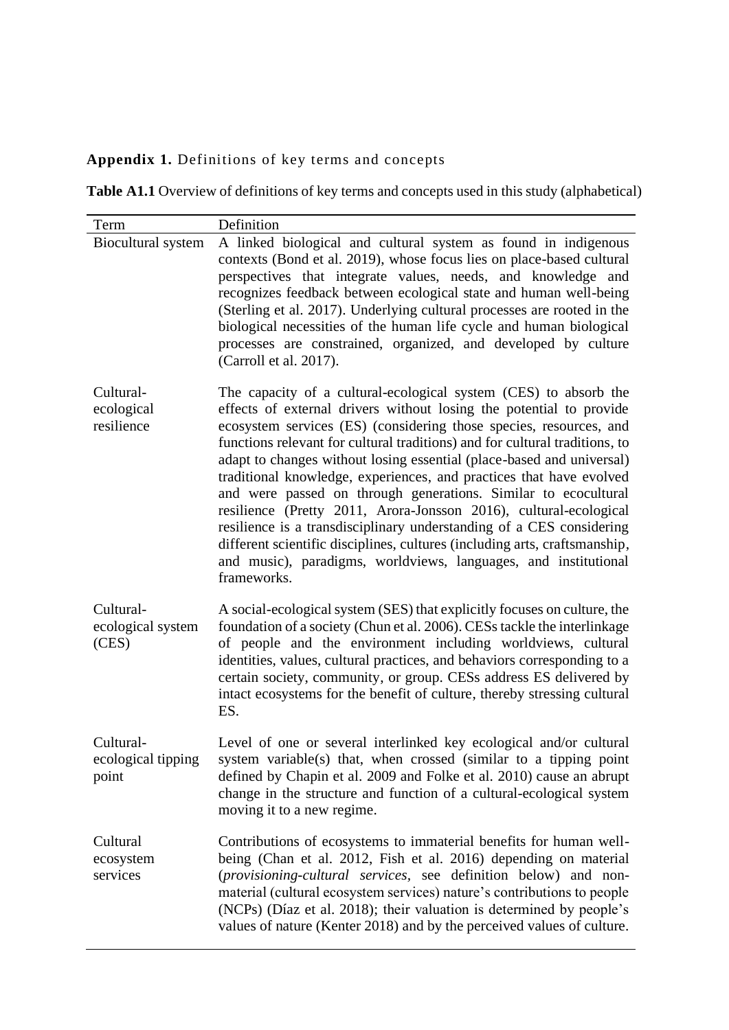**Appendix 1.** Definitions of key terms and concepts

**Table A1.1** Overview of definitions of key terms and concepts used in this study (alphabetical)

| Term | Definition |
|---|---|
| Biocultural system | A linked biological and cultural system as found in indigenous contexts (Bond et al. 2019), whose focus lies on place-based cultural perspectives that integrate values, needs, and knowledge and recognizes feedback between ecological state and human well-being (Sterling et al. 2017). Underlying cultural processes are rooted in the biological necessities of the human life cycle and human biological processes are constrained, organized, and developed by culture (Carroll et al. 2017). |
| Cultural-ecological resilience | The capacity of a cultural-ecological system (CES) to absorb the effects of external drivers without losing the potential to provide ecosystem services (ES) (considering those species, resources, and functions relevant for cultural traditions) and for cultural traditions, to adapt to changes without losing essential (place-based and universal) traditional knowledge, experiences, and practices that have evolved and were passed on through generations. Similar to ecocultural resilience (Pretty 2011, Arora-Jonsson 2016), cultural-ecological resilience is a transdisciplinary understanding of a CES considering different scientific disciplines, cultures (including arts, craftsmanship, and music), paradigms, worldviews, languages, and institutional frameworks. |
| Cultural-ecological system (CES) | A social-ecological system (SES) that explicitly focuses on culture, the foundation of a society (Chun et al. 2006). CESs tackle the interlinkage of people and the environment including worldviews, cultural identities, values, cultural practices, and behaviors corresponding to a certain society, community, or group. CESs address ES delivered by intact ecosystems for the benefit of culture, thereby stressing cultural ES. |
| Cultural-ecological tipping point | Level of one or several interlinked key ecological and/or cultural system variable(s) that, when crossed (similar to a tipping point defined by Chapin et al. 2009 and Folke et al. 2010) cause an abrupt change in the structure and function of a cultural-ecological system moving it to a new regime. |
| Cultural ecosystem services | Contributions of ecosystems to immaterial benefits for human well-being (Chan et al. 2012, Fish et al. 2016) depending on material (*provisioning-cultural services*, see definition below) and non-material (cultural ecosystem services) nature's contributions to people (NCPs) (Díaz et al. 2018); their valuation is determined by people's values of nature (Kenter 2018) and by the perceived values of culture. |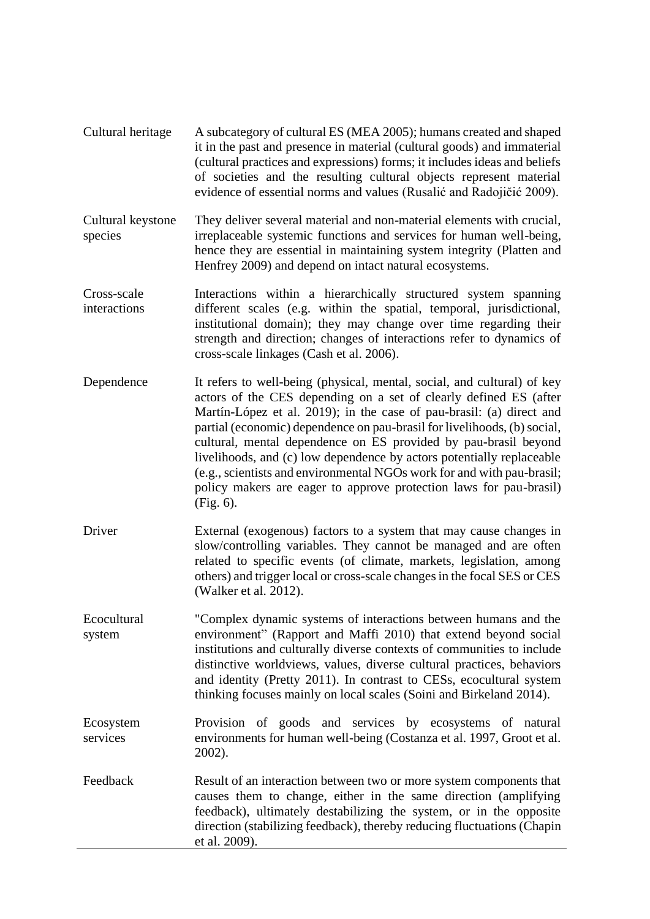| | |
|---|---|
| Cultural heritage | A subcategory of cultural ES (MEA 2005); humans created and shaped it in the past and presence in material (cultural goods) and immaterial (cultural practices and expressions) forms; it includes ideas and beliefs of societies and the resulting cultural objects represent material evidence of essential norms and values (Rusalić and Radojičić 2009). |
| Cultural keystone species | They deliver several material and non-material elements with crucial, irreplaceable systemic functions and services for human well-being, hence they are essential in maintaining system integrity (Platten and Henfrey 2009) and depend on intact natural ecosystems. |
| Cross-scale interactions | Interactions within a hierarchically structured system spanning different scales (e.g. within the spatial, temporal, jurisdictional, institutional domain); they may change over time regarding their strength and direction; changes of interactions refer to dynamics of cross-scale linkages (Cash et al. 2006). |
| Dependence | It refers to well-being (physical, mental, social, and cultural) of key actors of the CES depending on a set of clearly defined ES (after Martín-López et al. 2019); in the case of pau-brasil: (a) direct and partial (economic) dependence on pau-brasil for livelihoods, (b) social, cultural, mental dependence on ES provided by pau-brasil beyond livelihoods, and (c) low dependence by actors potentially replaceable (e.g., scientists and environmental NGOs work for and with pau-brasil; policy makers are eager to approve protection laws for pau-brasil) (Fig. 6). |
| Driver | External (exogenous) factors to a system that may cause changes in slow/controlling variables. They cannot be managed and are often related to specific events (of climate, markets, legislation, among others) and trigger local or cross-scale changes in the focal SES or CES (Walker et al. 2012). |
| Ecocultural system | "Complex dynamic systems of interactions between humans and the environment" (Rapport and Maffi 2010) that extend beyond social institutions and culturally diverse contexts of communities to include distinctive worldviews, values, diverse cultural practices, behaviors and identity (Pretty 2011). In contrast to CESs, ecocultural system thinking focuses mainly on local scales (Soini and Birkeland 2014). |
| Ecosystem services | Provision of goods and services by ecosystems of natural environments for human well-being (Costanza et al. 1997, Groot et al. 2002). |
| Feedback | Result of an interaction between two or more system components that causes them to change, either in the same direction (amplifying feedback), ultimately destabilizing the system, or in the opposite direction (stabilizing feedback), thereby reducing fluctuations (Chapin et al. 2009). |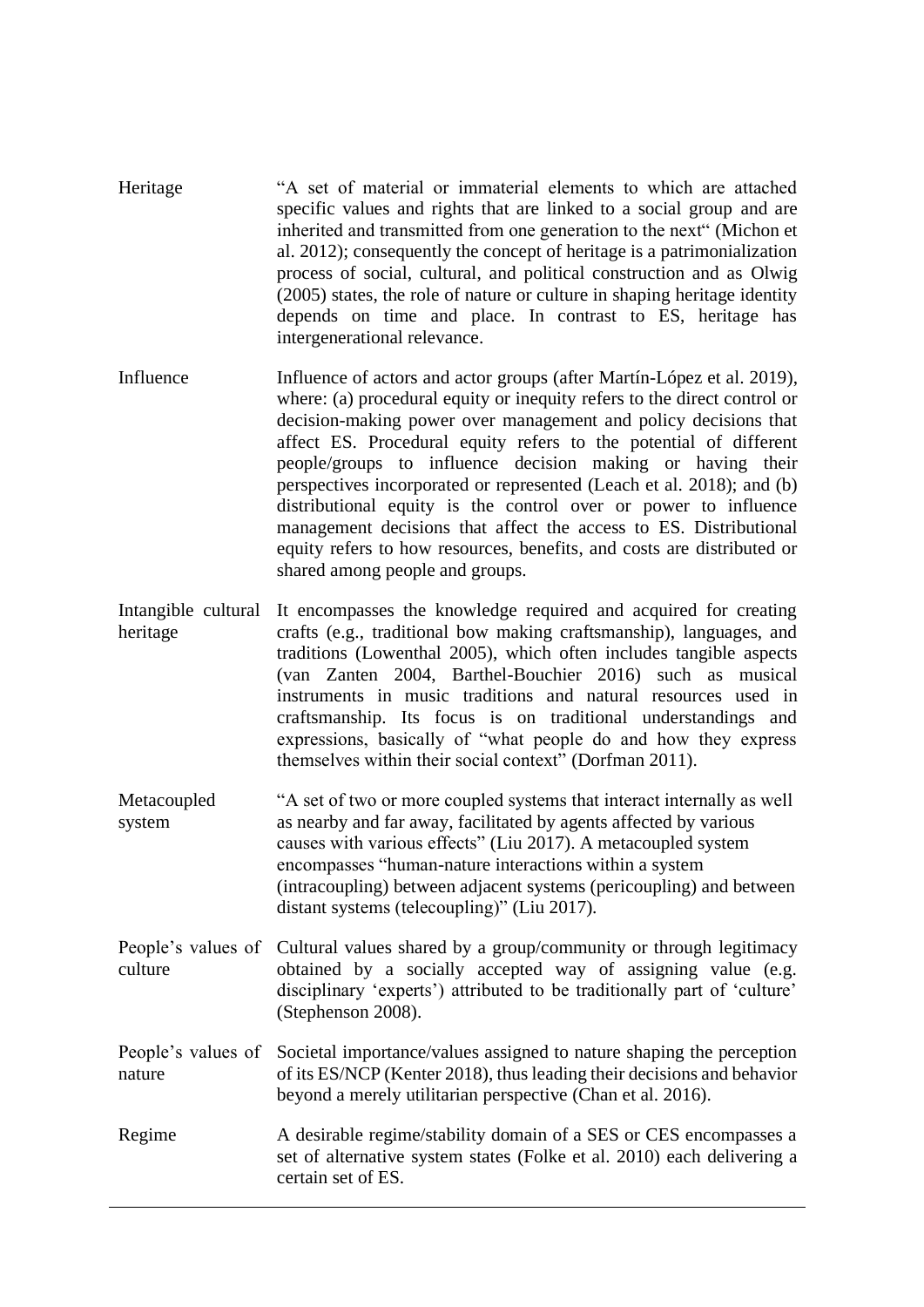| | |
|---|---|
| Heritage | "A set of material or immaterial elements to which are attached specific values and rights that are linked to a social group and are inherited and transmitted from one generation to the next" (Michon et al. 2012); consequently the concept of heritage is a patrimonialization process of social, cultural, and political construction and as Olwig (2005) states, the role of nature or culture in shaping heritage identity depends on time and place. In contrast to ES, heritage has intergenerational relevance. |
| Influence | Influence of actors and actor groups (after Martín-López et al. 2019), where: (a) procedural equity or inequity refers to the direct control or decision-making power over management and policy decisions that affect ES. Procedural equity refers to the potential of different people/groups to influence decision making or having their perspectives incorporated or represented (Leach et al. 2018); and (b) distributional equity is the control over or power to influence management decisions that affect the access to ES. Distributional equity refers to how resources, benefits, and costs are distributed or shared among people and groups. |
| Intangible cultural heritage | It encompasses the knowledge required and acquired for creating crafts (e.g., traditional bow making craftsmanship), languages, and traditions (Lowenthal 2005), which often includes tangible aspects (van Zanten 2004, Barthel-Bouchier 2016) such as musical instruments in music traditions and natural resources used in craftsmanship. Its focus is on traditional understandings and expressions, basically of "what people do and how they express themselves within their social context" (Dorfman 2011). |
| Metacoupled system | "A set of two or more coupled systems that interact internally as well as nearby and far away, facilitated by agents affected by various causes with various effects" (Liu 2017). A metacoupled system encompasses "human-nature interactions within a system (intracoupling) between adjacent systems (pericoupling) and between distant systems (telecoupling)" (Liu 2017). |
| People's values of culture | Cultural values shared by a group/community or through legitimacy obtained by a socially accepted way of assigning value (e.g. disciplinary 'experts') attributed to be traditionally part of 'culture' (Stephenson 2008). |
| People's values of nature | Societal importance/values assigned to nature shaping the perception of its ES/NCP (Kenter 2018), thus leading their decisions and behavior beyond a merely utilitarian perspective (Chan et al. 2016). |
| Regime | A desirable regime/stability domain of a SES or CES encompasses a set of alternative system states (Folke et al. 2010) each delivering a certain set of ES. |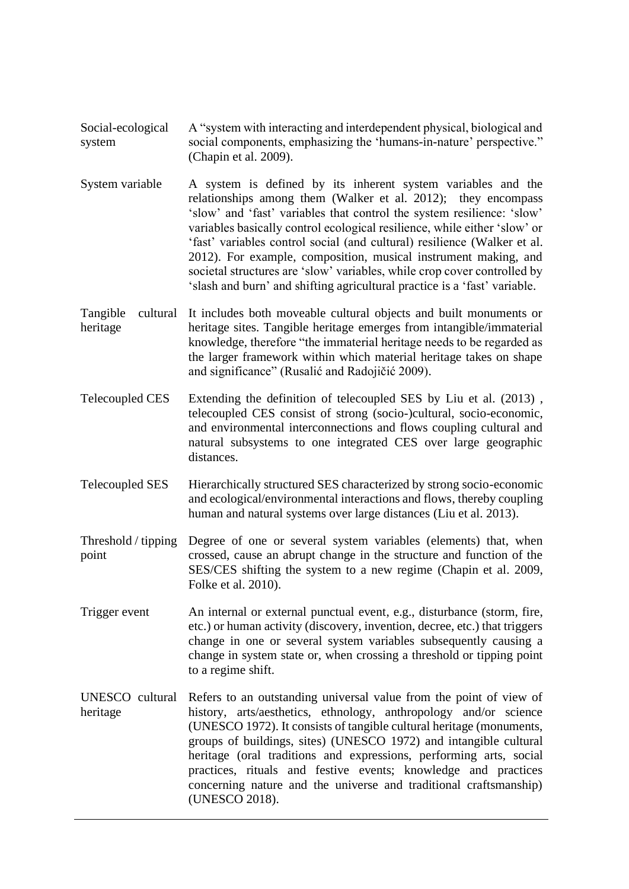| | |
|---|---|
| Social-ecological system | A "system with interacting and interdependent physical, biological and social components, emphasizing the 'humans-in-nature' perspective." (Chapin et al. 2009). |
| System variable | A system is defined by its inherent system variables and the relationships among them (Walker et al. 2012); they encompass 'slow' and 'fast' variables that control the system resilience: 'slow' variables basically control ecological resilience, while either 'slow' or 'fast' variables control social (and cultural) resilience (Walker et al. 2012). For example, composition, musical instrument making, and societal structures are 'slow' variables, while crop cover controlled by 'slash and burn' and shifting agricultural practice is a 'fast' variable. |
| Tangible cultural heritage | It includes both moveable cultural objects and built monuments or heritage sites. Tangible heritage emerges from intangible/immaterial knowledge, therefore "the immaterial heritage needs to be regarded as the larger framework within which material heritage takes on shape and significance" (Rusalić and Radojičić 2009). |
| Telecoupled CES | Extending the definition of telecoupled SES by Liu et al. (2013) , telecoupled CES consist of strong (socio-)cultural, socio-economic, and environmental interconnections and flows coupling cultural and natural subsystems to one integrated CES over large geographic distances. |
| Telecoupled SES | Hierarchically structured SES characterized by strong socio-economic and ecological/environmental interactions and flows, thereby coupling human and natural systems over large distances (Liu et al. 2013). |
| Threshold / tipping point | Degree of one or several system variables (elements) that, when crossed, cause an abrupt change in the structure and function of the SES/CES shifting the system to a new regime (Chapin et al. 2009, Folke et al. 2010). |
| Trigger event | An internal or external punctual event, e.g., disturbance (storm, fire, etc.) or human activity (discovery, invention, decree, etc.) that triggers change in one or several system variables subsequently causing a change in system state or, when crossing a threshold or tipping point to a regime shift. |
| UNESCO cultural heritage | Refers to an outstanding universal value from the point of view of history, arts/aesthetics, ethnology, anthropology and/or science (UNESCO 1972). It consists of tangible cultural heritage (monuments, groups of buildings, sites) (UNESCO 1972) and intangible cultural heritage (oral traditions and expressions, performing arts, social practices, rituals and festive events; knowledge and practices concerning nature and the universe and traditional craftsmanship) (UNESCO 2018). |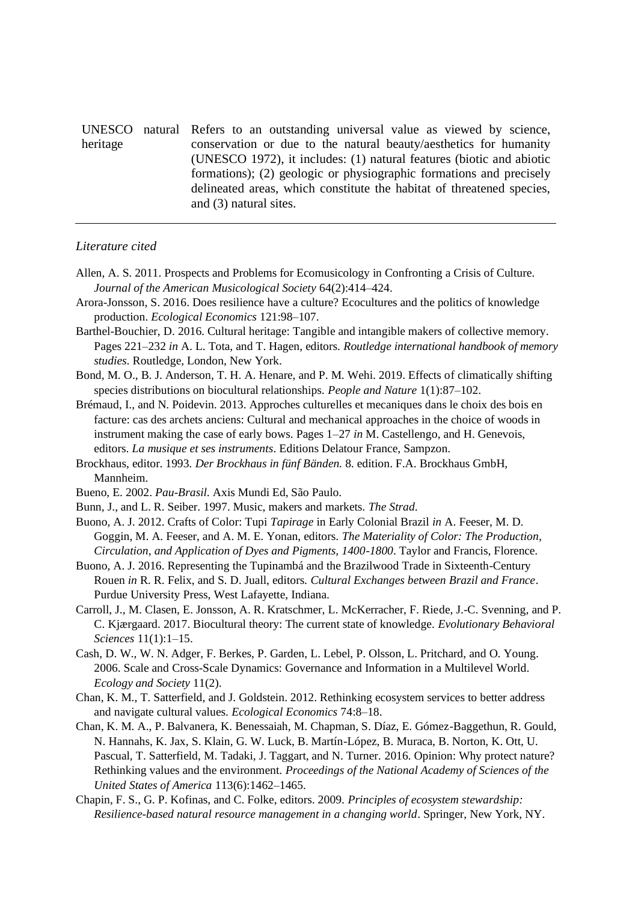| | |
|---|---|
| UNESCO natural heritage | Refers to an outstanding universal value as viewed by science, conservation or due to the natural beauty/aesthetics for humanity (UNESCO 1972), it includes: (1) natural features (biotic and abiotic formations); (2) geologic or physiographic formations and precisely delineated areas, which constitute the habitat of threatened species, and (3) natural sites. |

*Literature cited*

Allen, A. S. 2011. Prospects and Problems for Ecomusicology in Confronting a Crisis of Culture. *Journal of the American Musicological Society* 64(2):414–424.

Arora-Jonsson, S. 2016. Does resilience have a culture? Ecocultures and the politics of knowledge production. *Ecological Economics* 121:98–107.

Barthel-Bouchier, D. 2016. Cultural heritage: Tangible and intangible makers of collective memory. Pages 221–232 *in* A. L. Tota, and T. Hagen, editors. *Routledge international handbook of memory studies*. Routledge, London, New York.

Bond, M. O., B. J. Anderson, T. H. A. Henare, and P. M. Wehi. 2019. Effects of climatically shifting species distributions on biocultural relationships. *People and Nature* 1(1):87–102.

Brémaud, I., and N. Poidevin. 2013. Approches culturelles et mecaniques dans le choix des bois en facture: cas des archets anciens: Cultural and mechanical approaches in the choice of woods in instrument making the case of early bows. Pages 1–27 *in* M. Castellengo, and H. Genevois, editors. *La musique et ses instruments*. Editions Delatour France, Sampzon.

Brockhaus, editor. 1993. *Der Brockhaus in fünf Bänden.* 8. edition. F.A. Brockhaus GmbH, Mannheim.

Bueno, E. 2002. *Pau-Brasil*. Axis Mundi Ed, São Paulo.

Bunn, J., and L. R. Seiber. 1997. Music, makers and markets. *The Strad*.

Buono, A. J. 2012. Crafts of Color: Tupi *Tapirage* in Early Colonial Brazil *in* A. Feeser, M. D. Goggin, M. A. Feeser, and A. M. E. Yonan, editors. *The Materiality of Color: The Production, Circulation, and Application of Dyes and Pigments, 1400-1800*. Taylor and Francis, Florence.

Buono, A. J. 2016. Representing the Tupinambá and the Brazilwood Trade in Sixteenth-Century Rouen *in* R. R. Felix, and S. D. Juall, editors. *Cultural Exchanges between Brazil and France*. Purdue University Press, West Lafayette, Indiana.

Carroll, J., M. Clasen, E. Jonsson, A. R. Kratschmer, L. McKerracher, F. Riede, J.-C. Svenning, and P. C. Kjærgaard. 2017. Biocultural theory: The current state of knowledge. *Evolutionary Behavioral Sciences* 11(1):1–15.

Cash, D. W., W. N. Adger, F. Berkes, P. Garden, L. Lebel, P. Olsson, L. Pritchard, and O. Young. 2006. Scale and Cross-Scale Dynamics: Governance and Information in a Multilevel World. *Ecology and Society* 11(2).

Chan, K. M., T. Satterfield, and J. Goldstein. 2012. Rethinking ecosystem services to better address and navigate cultural values. *Ecological Economics* 74:8–18.

Chan, K. M. A., P. Balvanera, K. Benessaiah, M. Chapman, S. Díaz, E. Gómez-Baggethun, R. Gould, N. Hannahs, K. Jax, S. Klain, G. W. Luck, B. Martín-López, B. Muraca, B. Norton, K. Ott, U. Pascual, T. Satterfield, M. Tadaki, J. Taggart, and N. Turner. 2016. Opinion: Why protect nature? Rethinking values and the environment. *Proceedings of the National Academy of Sciences of the United States of America* 113(6):1462–1465.

Chapin, F. S., G. P. Kofinas, and C. Folke, editors. 2009. *Principles of ecosystem stewardship: Resilience-based natural resource management in a changing world*. Springer, New York, NY.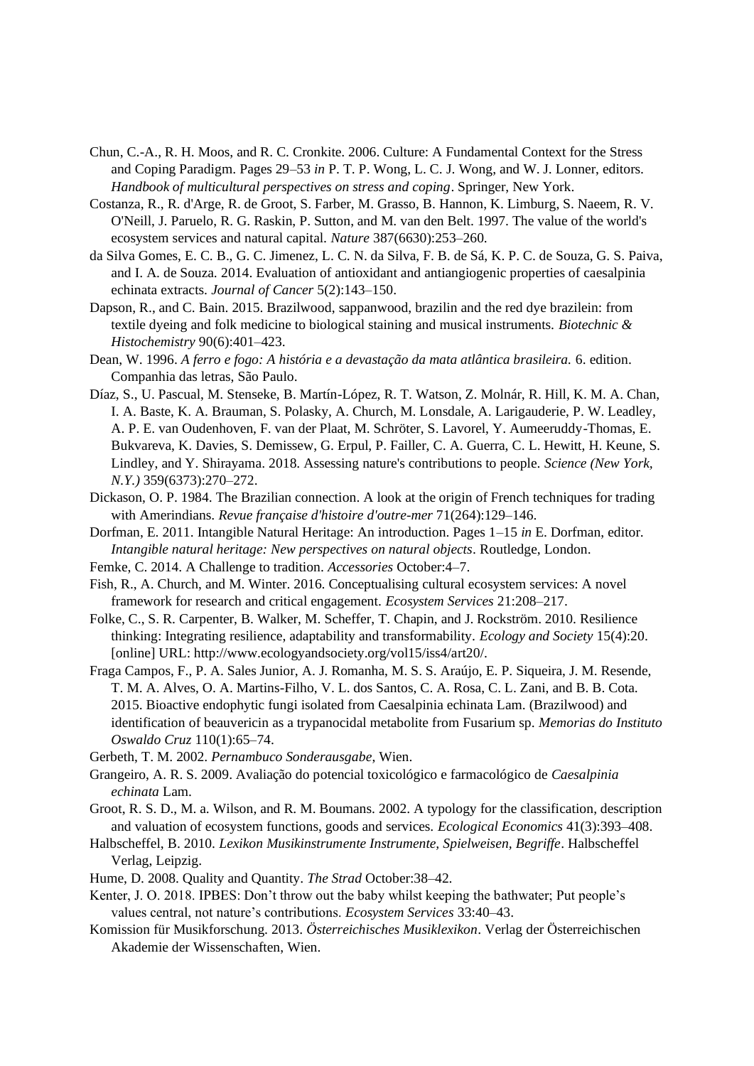Chun, C.-A., R. H. Moos, and R. C. Cronkite. 2006. Culture: A Fundamental Context for the Stress and Coping Paradigm. Pages 29–53 *in* P. T. P. Wong, L. C. J. Wong, and W. J. Lonner, editors. *Handbook of multicultural perspectives on stress and coping*. Springer, New York.

Costanza, R., R. d'Arge, R. de Groot, S. Farber, M. Grasso, B. Hannon, K. Limburg, S. Naeem, R. V. O'Neill, J. Paruelo, R. G. Raskin, P. Sutton, and M. van den Belt. 1997. The value of the world's ecosystem services and natural capital. *Nature* 387(6630):253–260.

da Silva Gomes, E. C. B., G. C. Jimenez, L. C. N. da Silva, F. B. de Sá, K. P. C. de Souza, G. S. Paiva, and I. A. de Souza. 2014. Evaluation of antioxidant and antiangiogenic properties of caesalpinia echinata extracts. *Journal of Cancer* 5(2):143–150.

Dapson, R., and C. Bain. 2015. Brazilwood, sappanwood, brazilin and the red dye brazilein: from textile dyeing and folk medicine to biological staining and musical instruments. *Biotechnic & Histochemistry* 90(6):401–423.

Dean, W. 1996. *A ferro e fogo: A história e a devastação da mata atlântica brasileira.* 6. edition. Companhia das letras, São Paulo.

Díaz, S., U. Pascual, M. Stenseke, B. Martín-López, R. T. Watson, Z. Molnár, R. Hill, K. M. A. Chan, I. A. Baste, K. A. Brauman, S. Polasky, A. Church, M. Lonsdale, A. Larigauderie, P. W. Leadley, A. P. E. van Oudenhoven, F. van der Plaat, M. Schröter, S. Lavorel, Y. Aumeeruddy-Thomas, E. Bukvareva, K. Davies, S. Demissew, G. Erpul, P. Failler, C. A. Guerra, C. L. Hewitt, H. Keune, S. Lindley, and Y. Shirayama. 2018. Assessing nature's contributions to people. *Science (New York, N.Y.)* 359(6373):270–272.

Dickason, O. P. 1984. The Brazilian connection. A look at the origin of French techniques for trading with Amerindians. *Revue française d'histoire d'outre-mer* 71(264):129–146.

Dorfman, E. 2011. Intangible Natural Heritage: An introduction. Pages 1–15 *in* E. Dorfman, editor. *Intangible natural heritage: New perspectives on natural objects*. Routledge, London.

Femke, C. 2014. A Challenge to tradition. *Accessories* October:4–7.

Fish, R., A. Church, and M. Winter. 2016. Conceptualising cultural ecosystem services: A novel framework for research and critical engagement. *Ecosystem Services* 21:208–217.

Folke, C., S. R. Carpenter, B. Walker, M. Scheffer, T. Chapin, and J. Rockström. 2010. Resilience thinking: Integrating resilience, adaptability and transformability. *Ecology and Society* 15(4):20. [online] URL: http://www.ecologyandsociety.org/vol15/iss4/art20/.

Fraga Campos, F., P. A. Sales Junior, A. J. Romanha, M. S. S. Araújo, E. P. Siqueira, J. M. Resende, T. M. A. Alves, O. A. Martins-Filho, V. L. dos Santos, C. A. Rosa, C. L. Zani, and B. B. Cota. 2015. Bioactive endophytic fungi isolated from Caesalpinia echinata Lam. (Brazilwood) and identification of beauvericin as a trypanocidal metabolite from Fusarium sp. *Memorias do Instituto Oswaldo Cruz* 110(1):65–74.

Gerbeth, T. M. 2002. *Pernambuco Sonderausgabe*, Wien.

Grangeiro, A. R. S. 2009. Avaliação do potencial toxicológico e farmacológico de *Caesalpinia echinata* Lam.

Groot, R. S. D., M. a. Wilson, and R. M. Boumans. 2002. A typology for the classification, description and valuation of ecosystem functions, goods and services. *Ecological Economics* 41(3):393–408.

Halbscheffel, B. 2010. *Lexikon Musikinstrumente Instrumente, Spielweisen, Begriffe*. Halbscheffel Verlag, Leipzig.

Hume, D. 2008. Quality and Quantity. *The Strad* October:38–42.

Kenter, J. O. 2018. IPBES: Don't throw out the baby whilst keeping the bathwater; Put people's values central, not nature's contributions. *Ecosystem Services* 33:40–43.

Komission für Musikforschung. 2013. *Österreichisches Musiklexikon*. Verlag der Österreichischen Akademie der Wissenschaften, Wien.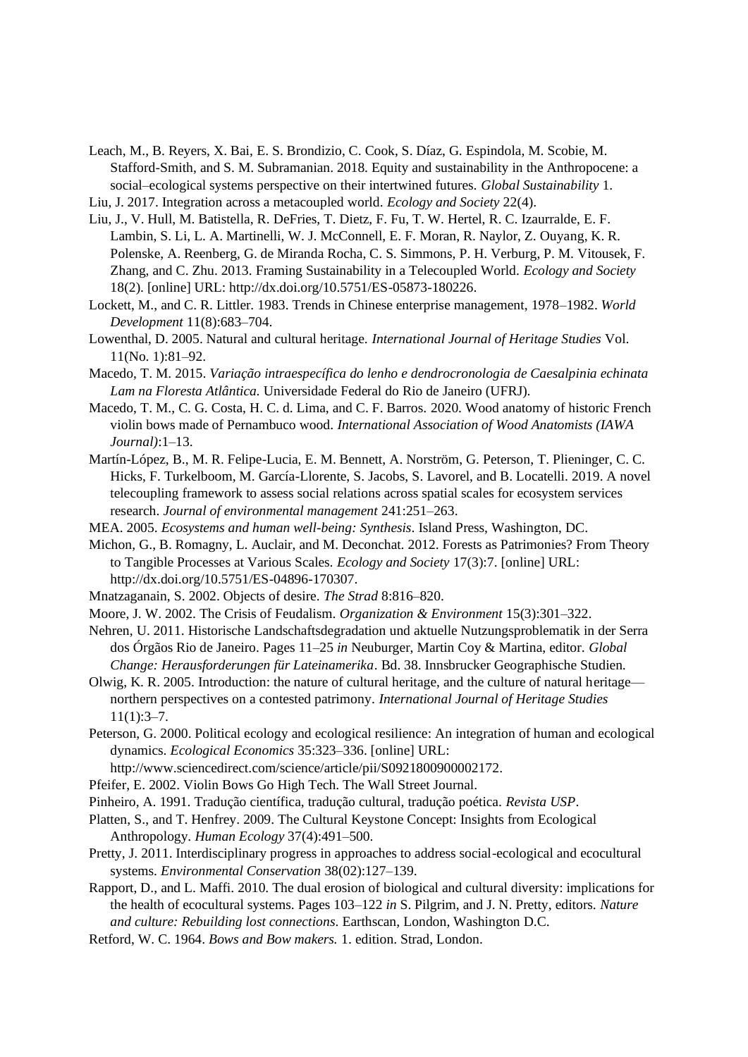Leach, M., B. Reyers, X. Bai, E. S. Brondizio, C. Cook, S. Díaz, G. Espindola, M. Scobie, M. Stafford-Smith, and S. M. Subramanian. 2018. Equity and sustainability in the Anthropocene: a social–ecological systems perspective on their intertwined futures. *Global Sustainability* 1.

Liu, J. 2017. Integration across a metacoupled world. *Ecology and Society* 22(4).

Liu, J., V. Hull, M. Batistella, R. DeFries, T. Dietz, F. Fu, T. W. Hertel, R. C. Izaurralde, E. F. Lambin, S. Li, L. A. Martinelli, W. J. McConnell, E. F. Moran, R. Naylor, Z. Ouyang, K. R. Polenske, A. Reenberg, G. de Miranda Rocha, C. S. Simmons, P. H. Verburg, P. M. Vitousek, F. Zhang, and C. Zhu. 2013. Framing Sustainability in a Telecoupled World. *Ecology and Society* 18(2). [online] URL: http://dx.doi.org/10.5751/ES-05873-180226.

Lockett, M., and C. R. Littler. 1983. Trends in Chinese enterprise management, 1978–1982. *World Development* 11(8):683–704.

Lowenthal, D. 2005. Natural and cultural heritage. *International Journal of Heritage Studies* Vol. 11(No. 1):81–92.

Macedo, T. M. 2015. *Variação intraespecífica do lenho e dendrocronologia de Caesalpinia echinata Lam na Floresta Atlântica.* Universidade Federal do Rio de Janeiro (UFRJ).

Macedo, T. M., C. G. Costa, H. C. d. Lima, and C. F. Barros. 2020. Wood anatomy of historic French violin bows made of Pernambuco wood. *International Association of Wood Anatomists (IAWA Journal)*:1–13.

Martín-López, B., M. R. Felipe-Lucia, E. M. Bennett, A. Norström, G. Peterson, T. Plieninger, C. C. Hicks, F. Turkelboom, M. García-Llorente, S. Jacobs, S. Lavorel, and B. Locatelli. 2019. A novel telecoupling framework to assess social relations across spatial scales for ecosystem services research. *Journal of environmental management* 241:251–263.

MEA. 2005. *Ecosystems and human well-being: Synthesis*. Island Press, Washington, DC.

Michon, G., B. Romagny, L. Auclair, and M. Deconchat. 2012. Forests as Patrimonies? From Theory to Tangible Processes at Various Scales. *Ecology and Society* 17(3):7. [online] URL: http://dx.doi.org/10.5751/ES-04896-170307.

Mnatzaganain, S. 2002. Objects of desire. *The Strad* 8:816–820.

Moore, J. W. 2002. The Crisis of Feudalism. *Organization & Environment* 15(3):301–322.

Nehren, U. 2011. Historische Landschaftsdegradation und aktuelle Nutzungsproblematik in der Serra dos Órgãos Rio de Janeiro. Pages 11–25 *in* Neuburger, Martin Coy & Martina, editor. *Global Change: Herausforderungen für Lateinamerika*. Bd. 38. Innsbrucker Geographische Studien.

Olwig, K. R. 2005. Introduction: the nature of cultural heritage, and the culture of natural heritage—northern perspectives on a contested patrimony. *International Journal of Heritage Studies* 11(1):3–7.

Peterson, G. 2000. Political ecology and ecological resilience: An integration of human and ecological dynamics. *Ecological Economics* 35:323–336. [online] URL: http://www.sciencedirect.com/science/article/pii/S0921800900002172.

Pfeifer, E. 2002. Violin Bows Go High Tech. The Wall Street Journal.

Pinheiro, A. 1991. Tradução científica, tradução cultural, tradução poética. *Revista USP*.

Platten, S., and T. Henfrey. 2009. The Cultural Keystone Concept: Insights from Ecological Anthropology. *Human Ecology* 37(4):491–500.

Pretty, J. 2011. Interdisciplinary progress in approaches to address social-ecological and ecocultural systems. *Environmental Conservation* 38(02):127–139.

Rapport, D., and L. Maffi. 2010. The dual erosion of biological and cultural diversity: implications for the health of ecocultural systems. Pages 103–122 *in* S. Pilgrim, and J. N. Pretty, editors. *Nature and culture: Rebuilding lost connections*. Earthscan, London, Washington D.C.

Retford, W. C. 1964. *Bows and Bow makers.* 1. edition. Strad, London.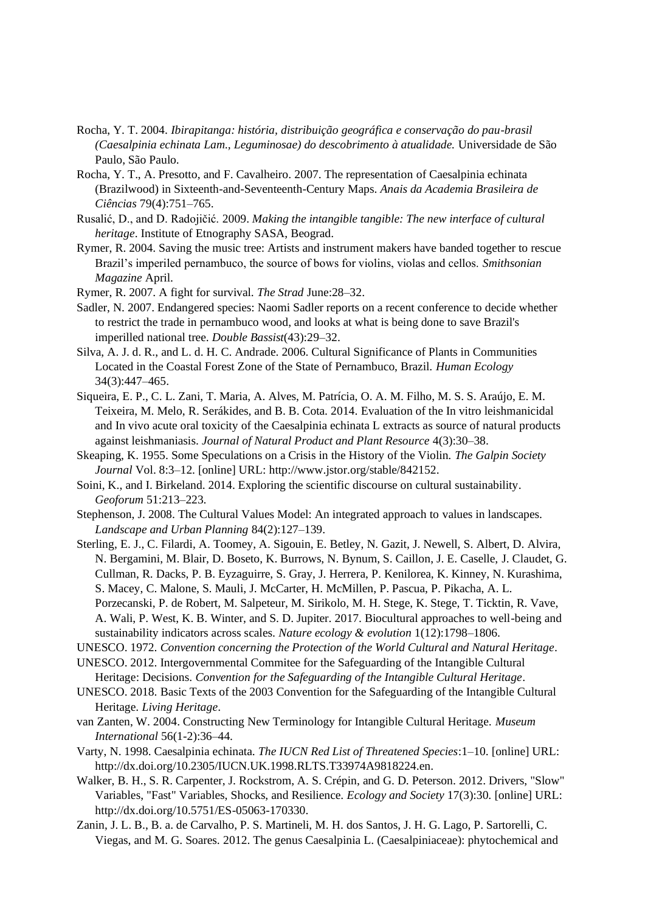Rocha, Y. T. 2004. *Ibirapitanga: história, distribuição geográfica e conservação do pau-brasil (Caesalpinia echinata Lam., Leguminosae) do descobrimento à atualidade.* Universidade de São Paulo, São Paulo.

Rocha, Y. T., A. Presotto, and F. Cavalheiro. 2007. The representation of Caesalpinia echinata (Brazilwood) in Sixteenth-and-Seventeenth-Century Maps. *Anais da Academia Brasileira de Ciências* 79(4):751–765.

Rusalić, D., and D. Radojičić. 2009. *Making the intangible tangible: The new interface of cultural heritage*. Institute of Etnography SASA, Beograd.

Rymer, R. 2004. Saving the music tree: Artists and instrument makers have banded together to rescue Brazil's imperiled pernambuco, the source of bows for violins, violas and cellos. *Smithsonian Magazine* April.

Rymer, R. 2007. A fight for survival. *The Strad* June:28–32.

Sadler, N. 2007. Endangered species: Naomi Sadler reports on a recent conference to decide whether to restrict the trade in pernambuco wood, and looks at what is being done to save Brazil's imperilled national tree. *Double Bassist*(43):29–32.

Silva, A. J. d. R., and L. d. H. C. Andrade. 2006. Cultural Significance of Plants in Communities Located in the Coastal Forest Zone of the State of Pernambuco, Brazil. *Human Ecology* 34(3):447–465.

Siqueira, E. P., C. L. Zani, T. Maria, A. Alves, M. Patrícia, O. A. M. Filho, M. S. S. Araújo, E. M. Teixeira, M. Melo, R. Serákides, and B. B. Cota. 2014. Evaluation of the In vitro leishmanicidal and In vivo acute oral toxicity of the Caesalpinia echinata L extracts as source of natural products against leishmaniasis. *Journal of Natural Product and Plant Resource* 4(3):30–38.

Skeaping, K. 1955. Some Speculations on a Crisis in the History of the Violin. *The Galpin Society Journal* Vol. 8:3–12. [online] URL: http://www.jstor.org/stable/842152.

Soini, K., and I. Birkeland. 2014. Exploring the scientific discourse on cultural sustainability. *Geoforum* 51:213–223.

Stephenson, J. 2008. The Cultural Values Model: An integrated approach to values in landscapes. *Landscape and Urban Planning* 84(2):127–139.

Sterling, E. J., C. Filardi, A. Toomey, A. Sigouin, E. Betley, N. Gazit, J. Newell, S. Albert, D. Alvira, N. Bergamini, M. Blair, D. Boseto, K. Burrows, N. Bynum, S. Caillon, J. E. Caselle, J. Claudet, G. Cullman, R. Dacks, P. B. Eyzaguirre, S. Gray, J. Herrera, P. Kenilorea, K. Kinney, N. Kurashima, S. Macey, C. Malone, S. Mauli, J. McCarter, H. McMillen, P. Pascua, P. Pikacha, A. L. Porzecanski, P. de Robert, M. Salpeteur, M. Sirikolo, M. H. Stege, K. Stege, T. Ticktin, R. Vave, A. Wali, P. West, K. B. Winter, and S. D. Jupiter. 2017. Biocultural approaches to well-being and sustainability indicators across scales. *Nature ecology & evolution* 1(12):1798–1806.

UNESCO. 1972. *Convention concerning the Protection of the World Cultural and Natural Heritage*.

UNESCO. 2012. Intergovernmental Commitee for the Safeguarding of the Intangible Cultural Heritage: Decisions. *Convention for the Safeguarding of the Intangible Cultural Heritage*.

UNESCO. 2018. Basic Texts of the 2003 Convention for the Safeguarding of the Intangible Cultural Heritage. *Living Heritage*.

van Zanten, W. 2004. Constructing New Terminology for Intangible Cultural Heritage. *Museum International* 56(1-2):36–44.

Varty, N. 1998. Caesalpinia echinata. *The IUCN Red List of Threatened Species*:1–10. [online] URL: http://dx.doi.org/10.2305/IUCN.UK.1998.RLTS.T33974A9818224.en.

Walker, B. H., S. R. Carpenter, J. Rockstrom, A. S. Crépin, and G. D. Peterson. 2012. Drivers, "Slow" Variables, "Fast" Variables, Shocks, and Resilience. *Ecology and Society* 17(3):30. [online] URL: http://dx.doi.org/10.5751/ES-05063-170330.

Zanin, J. L. B., B. a. de Carvalho, P. S. Martineli, M. H. dos Santos, J. H. G. Lago, P. Sartorelli, C. Viegas, and M. G. Soares. 2012. The genus Caesalpinia L. (Caesalpiniaceae): phytochemical and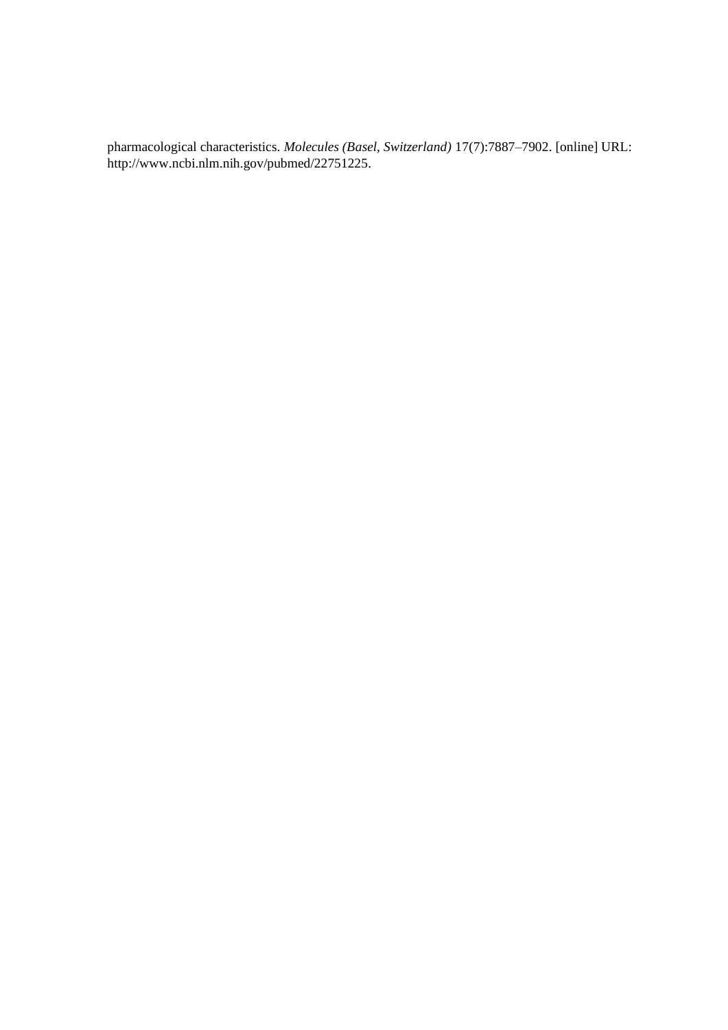pharmacological characteristics. *Molecules (Basel, Switzerland)* 17(7):7887–7902. [online] URL: http://www.ncbi.nlm.nih.gov/pubmed/22751225.